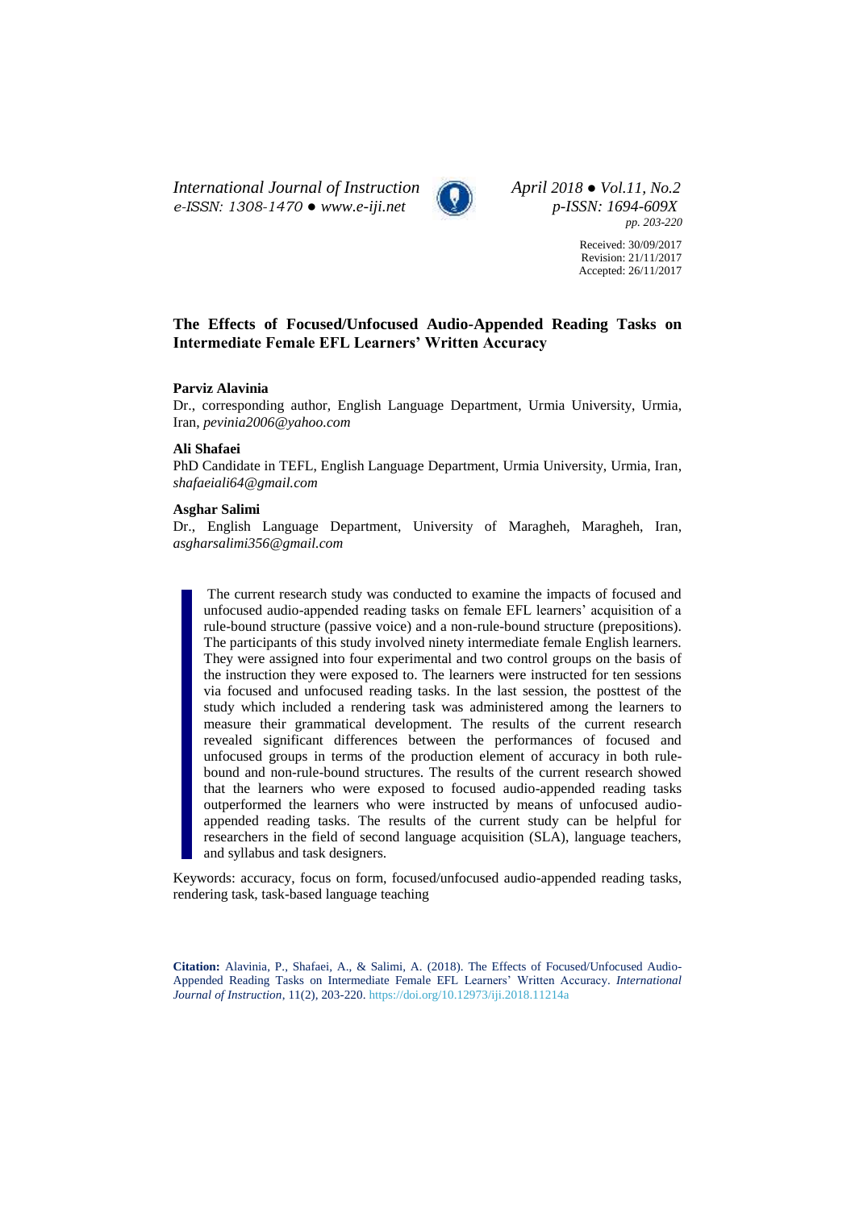*International Journal of Instruction* *April 2018 ● Vol.11, No.2*
*e-ISSN: 1308-1470 ● www.e-iji.net* *p-ISSN: 1694-609X*
*pp. 203-220*

Received: 30/09/2017
Revision: 21/11/2017
Accepted: 26/11/2017

# The Effects of Focused/Unfocused Audio-Appended Reading Tasks on Intermediate Female EFL Learners' Written Accuracy

**Parviz Alavinia**
Dr., corresponding author, English Language Department, Urmia University, Urmia, Iran, *pevinia2006@yahoo.com*

**Ali Shafaei**
PhD Candidate in TEFL, English Language Department, Urmia University, Urmia, Iran, *shafaeiali64@gmail.com*

**Asghar Salimi**
Dr., English Language Department, University of Maragheh, Maragheh, Iran, *asgharsalimi356@gmail.com*

The current research study was conducted to examine the impacts of focused and unfocused audio-appended reading tasks on female EFL learners' acquisition of a rule-bound structure (passive voice) and a non-rule-bound structure (prepositions). The participants of this study involved ninety intermediate female English learners. They were assigned into four experimental and two control groups on the basis of the instruction they were exposed to. The learners were instructed for ten sessions via focused and unfocused reading tasks. In the last session, the posttest of the study which included a rendering task was administered among the learners to measure their grammatical development. The results of the current research revealed significant differences between the performances of focused and unfocused groups in terms of the production element of accuracy in both rule-bound and non-rule-bound structures. The results of the current research showed that the learners who were exposed to focused audio-appended reading tasks outperformed the learners who were instructed by means of unfocused audio-appended reading tasks. The results of the current study can be helpful for researchers in the field of second language acquisition (SLA), language teachers, and syllabus and task designers.

Keywords: accuracy, focus on form, focused/unfocused audio-appended reading tasks, rendering task, task-based language teaching

**Citation:** Alavinia, P., Shafaei, A., & Salimi, A. (2018). The Effects of Focused/Unfocused Audio-Appended Reading Tasks on Intermediate Female EFL Learners' Written Accuracy. *International Journal of Instruction*, 11(2), 203-220. https://doi.org/10.12973/iji.2018.11214a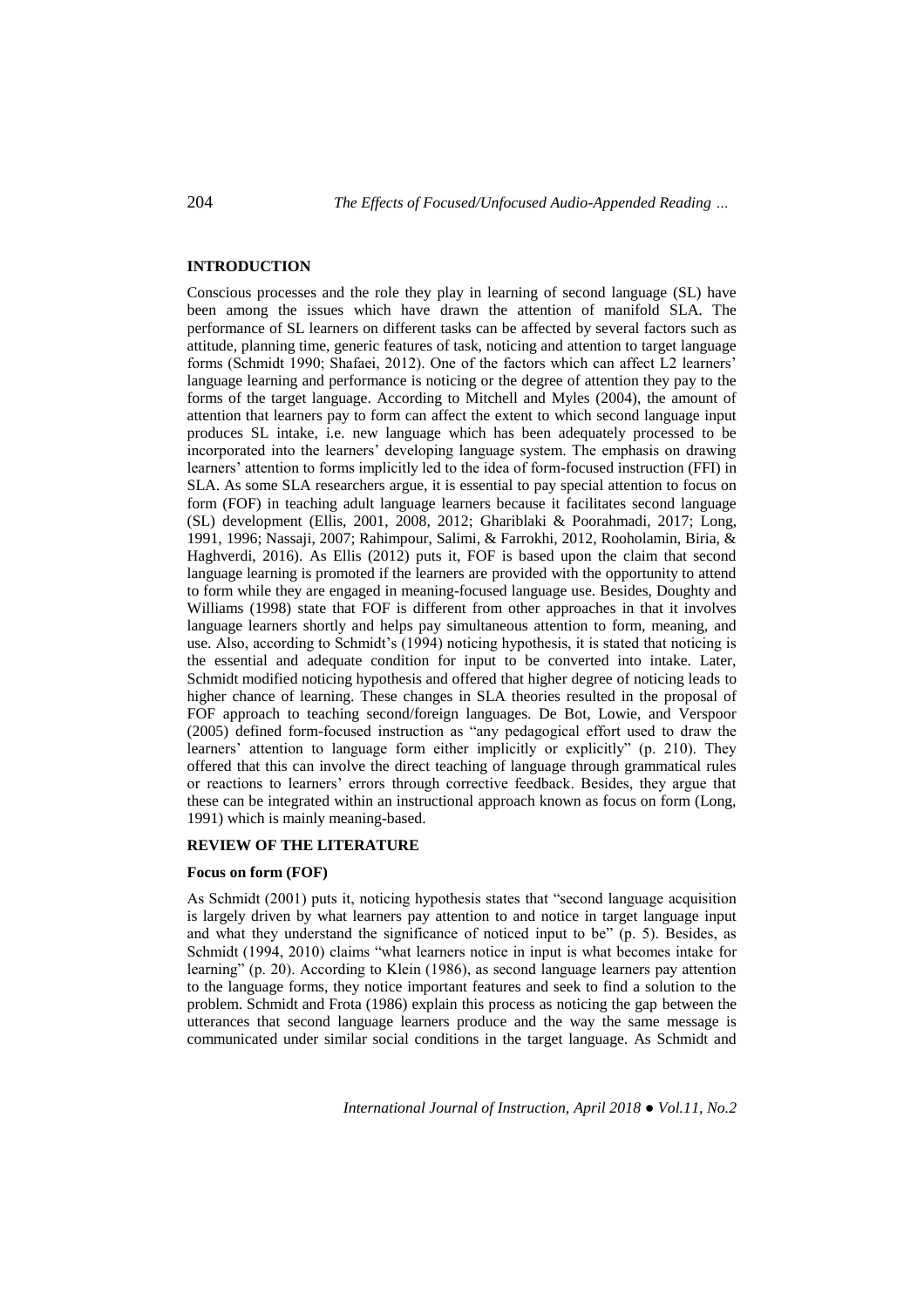## INTRODUCTION

Conscious processes and the role they play in learning of second language (SL) have been among the issues which have drawn the attention of manifold SLA. The performance of SL learners on different tasks can be affected by several factors such as attitude, planning time, generic features of task, noticing and attention to target language forms (Schmidt 1990; Shafaei, 2012). One of the factors which can affect L2 learners' language learning and performance is noticing or the degree of attention they pay to the forms of the target language. According to Mitchell and Myles (2004), the amount of attention that learners pay to form can affect the extent to which second language input produces SL intake, i.e. new language which has been adequately processed to be incorporated into the learners' developing language system. The emphasis on drawing learners' attention to forms implicitly led to the idea of form-focused instruction (FFI) in SLA. As some SLA researchers argue, it is essential to pay special attention to focus on form (FOF) in teaching adult language learners because it facilitates second language (SL) development (Ellis, 2001, 2008, 2012; Ghariblaki & Poorahmadi, 2017; Long, 1991, 1996; Nassaji, 2007; Rahimpour, Salimi, & Farrokhi, 2012, Rooholamin, Biria, & Haghverdi, 2016). As Ellis (2012) puts it, FOF is based upon the claim that second language learning is promoted if the learners are provided with the opportunity to attend to form while they are engaged in meaning-focused language use. Besides, Doughty and Williams (1998) state that FOF is different from other approaches in that it involves language learners shortly and helps pay simultaneous attention to form, meaning, and use. Also, according to Schmidt's (1994) noticing hypothesis, it is stated that noticing is the essential and adequate condition for input to be converted into intake. Later, Schmidt modified noticing hypothesis and offered that higher degree of noticing leads to higher chance of learning. These changes in SLA theories resulted in the proposal of FOF approach to teaching second/foreign languages. De Bot, Lowie, and Verspoor (2005) defined form-focused instruction as "any pedagogical effort used to draw the learners' attention to language form either implicitly or explicitly" (p. 210). They offered that this can involve the direct teaching of language through grammatical rules or reactions to learners' errors through corrective feedback. Besides, they argue that these can be integrated within an instructional approach known as focus on form (Long, 1991) which is mainly meaning-based.

## REVIEW OF THE LITERATURE

### Focus on form (FOF)

As Schmidt (2001) puts it, noticing hypothesis states that "second language acquisition is largely driven by what learners pay attention to and notice in target language input and what they understand the significance of noticed input to be" (p. 5). Besides, as Schmidt (1994, 2010) claims "what learners notice in input is what becomes intake for learning" (p. 20). According to Klein (1986), as second language learners pay attention to the language forms, they notice important features and seek to find a solution to the problem. Schmidt and Frota (1986) explain this process as noticing the gap between the utterances that second language learners produce and the way the same message is communicated under similar social conditions in the target language. As Schmidt and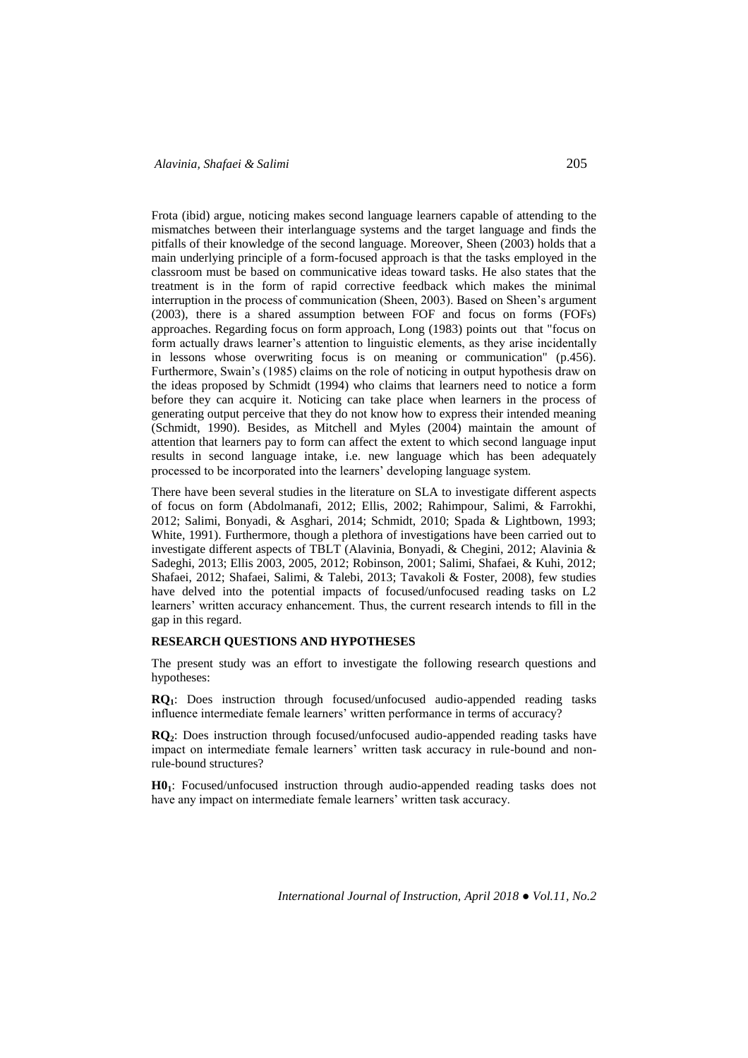Frota (ibid) argue, noticing makes second language learners capable of attending to the mismatches between their interlanguage systems and the target language and finds the pitfalls of their knowledge of the second language. Moreover, Sheen (2003) holds that a main underlying principle of a form-focused approach is that the tasks employed in the classroom must be based on communicative ideas toward tasks. He also states that the treatment is in the form of rapid corrective feedback which makes the minimal interruption in the process of communication (Sheen, 2003). Based on Sheen's argument (2003), there is a shared assumption between FOF and focus on forms (FOFs) approaches. Regarding focus on form approach, Long (1983) points out that "focus on form actually draws learner's attention to linguistic elements, as they arise incidentally in lessons whose overwriting focus is on meaning or communication" (p.456). Furthermore, Swain's (1985) claims on the role of noticing in output hypothesis draw on the ideas proposed by Schmidt (1994) who claims that learners need to notice a form before they can acquire it. Noticing can take place when learners in the process of generating output perceive that they do not know how to express their intended meaning (Schmidt, 1990). Besides, as Mitchell and Myles (2004) maintain the amount of attention that learners pay to form can affect the extent to which second language input results in second language intake, i.e. new language which has been adequately processed to be incorporated into the learners' developing language system.

There have been several studies in the literature on SLA to investigate different aspects of focus on form (Abdolmanafi, 2012; Ellis, 2002; Rahimpour, Salimi, & Farrokhi, 2012; Salimi, Bonyadi, & Asghari, 2014; Schmidt, 2010; Spada & Lightbown, 1993; White, 1991). Furthermore, though a plethora of investigations have been carried out to investigate different aspects of TBLT (Alavinia, Bonyadi, & Chegini, 2012; Alavinia & Sadeghi, 2013; Ellis 2003, 2005, 2012; Robinson, 2001; Salimi, Shafaei, & Kuhi, 2012; Shafaei, 2012; Shafaei, Salimi, & Talebi, 2013; Tavakoli & Foster, 2008), few studies have delved into the potential impacts of focused/unfocused reading tasks on L2 learners' written accuracy enhancement. Thus, the current research intends to fill in the gap in this regard.

## RESEARCH QUESTIONS AND HYPOTHESES

The present study was an effort to investigate the following research questions and hypotheses:

**RQ$_1$**: Does instruction through focused/unfocused audio-appended reading tasks influence intermediate female learners' written performance in terms of accuracy?

**RQ$_2$**: Does instruction through focused/unfocused audio-appended reading tasks have impact on intermediate female learners' written task accuracy in rule-bound and non-rule-bound structures?

**H0$_1$**: Focused/unfocused instruction through audio-appended reading tasks does not have any impact on intermediate female learners' written task accuracy.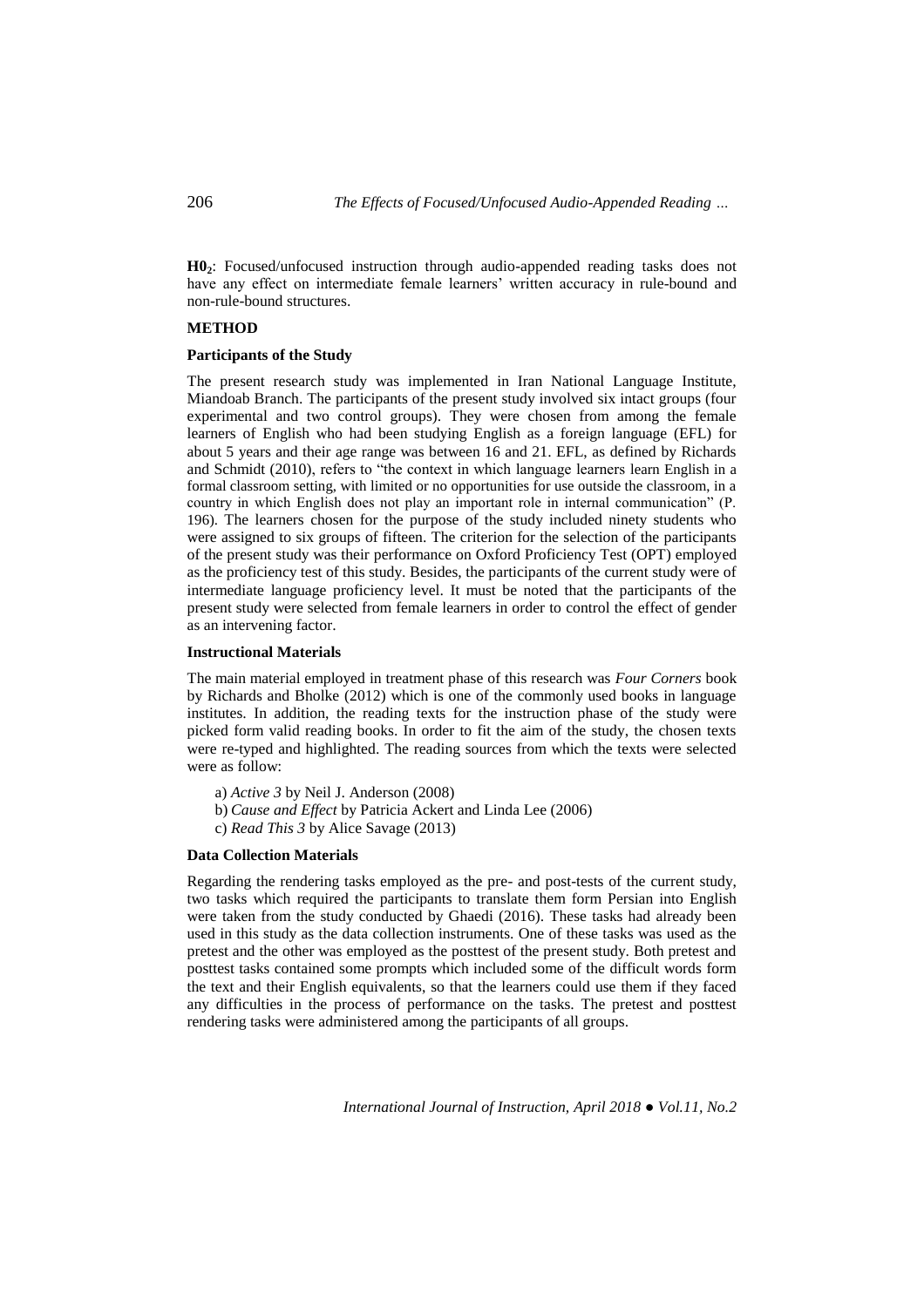**H0$_2$**: Focused/unfocused instruction through audio-appended reading tasks does not have any effect on intermediate female learners' written accuracy in rule-bound and non-rule-bound structures.

## METHOD

### Participants of the Study

The present research study was implemented in Iran National Language Institute, Miandoab Branch. The participants of the present study involved six intact groups (four experimental and two control groups). They were chosen from among the female learners of English who had been studying English as a foreign language (EFL) for about 5 years and their age range was between 16 and 21. EFL, as defined by Richards and Schmidt (2010), refers to "the context in which language learners learn English in a formal classroom setting, with limited or no opportunities for use outside the classroom, in a country in which English does not play an important role in internal communication" (P. 196). The learners chosen for the purpose of the study included ninety students who were assigned to six groups of fifteen. The criterion for the selection of the participants of the present study was their performance on Oxford Proficiency Test (OPT) employed as the proficiency test of this study. Besides, the participants of the current study were of intermediate language proficiency level. It must be noted that the participants of the present study were selected from female learners in order to control the effect of gender as an intervening factor.

### Instructional Materials

The main material employed in treatment phase of this research was *Four Corners* book by Richards and Bholke (2012) which is one of the commonly used books in language institutes. In addition, the reading texts for the instruction phase of the study were picked form valid reading books. In order to fit the aim of the study, the chosen texts were re-typed and highlighted. The reading sources from which the texts were selected were as follow:

a) *Active 3* by Neil J. Anderson (2008)
b) *Cause and Effect* by Patricia Ackert and Linda Lee (2006)
c) *Read This 3* by Alice Savage (2013)

### Data Collection Materials

Regarding the rendering tasks employed as the pre- and post-tests of the current study, two tasks which required the participants to translate them form Persian into English were taken from the study conducted by Ghaedi (2016). These tasks had already been used in this study as the data collection instruments. One of these tasks was used as the pretest and the other was employed as the posttest of the present study. Both pretest and posttest tasks contained some prompts which included some of the difficult words form the text and their English equivalents, so that the learners could use them if they faced any difficulties in the process of performance on the tasks. The pretest and posttest rendering tasks were administered among the participants of all groups.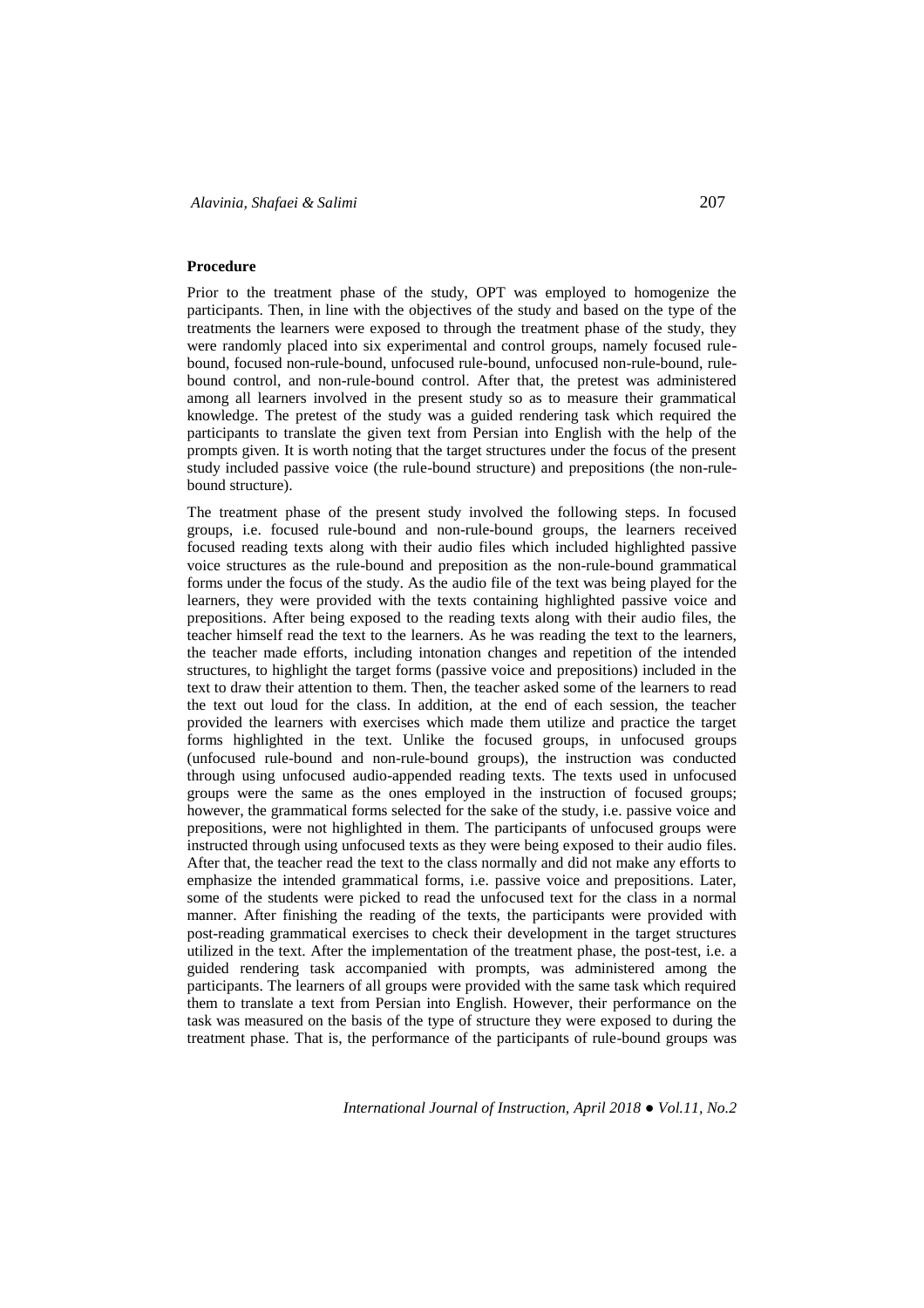**Procedure**

Prior to the treatment phase of the study, OPT was employed to homogenize the participants. Then, in line with the objectives of the study and based on the type of the treatments the learners were exposed to through the treatment phase of the study, they were randomly placed into six experimental and control groups, namely focused rule-bound, focused non-rule-bound, unfocused rule-bound, unfocused non-rule-bound, rule-bound control, and non-rule-bound control. After that, the pretest was administered among all learners involved in the present study so as to measure their grammatical knowledge. The pretest of the study was a guided rendering task which required the participants to translate the given text from Persian into English with the help of the prompts given. It is worth noting that the target structures under the focus of the present study included passive voice (the rule-bound structure) and prepositions (the non-rule-bound structure).

The treatment phase of the present study involved the following steps. In focused groups, i.e. focused rule-bound and non-rule-bound groups, the learners received focused reading texts along with their audio files which included highlighted passive voice structures as the rule-bound and preposition as the non-rule-bound grammatical forms under the focus of the study. As the audio file of the text was being played for the learners, they were provided with the texts containing highlighted passive voice and prepositions. After being exposed to the reading texts along with their audio files, the teacher himself read the text to the learners. As he was reading the text to the learners, the teacher made efforts, including intonation changes and repetition of the intended structures, to highlight the target forms (passive voice and prepositions) included in the text to draw their attention to them. Then, the teacher asked some of the learners to read the text out loud for the class. In addition, at the end of each session, the teacher provided the learners with exercises which made them utilize and practice the target forms highlighted in the text. Unlike the focused groups, in unfocused groups (unfocused rule-bound and non-rule-bound groups), the instruction was conducted through using unfocused audio-appended reading texts. The texts used in unfocused groups were the same as the ones employed in the instruction of focused groups; however, the grammatical forms selected for the sake of the study, i.e. passive voice and prepositions, were not highlighted in them. The participants of unfocused groups were instructed through using unfocused texts as they were being exposed to their audio files. After that, the teacher read the text to the class normally and did not make any efforts to emphasize the intended grammatical forms, i.e. passive voice and prepositions. Later, some of the students were picked to read the unfocused text for the class in a normal manner. After finishing the reading of the texts, the participants were provided with post-reading grammatical exercises to check their development in the target structures utilized in the text. After the implementation of the treatment phase, the post-test, i.e. a guided rendering task accompanied with prompts, was administered among the participants. The learners of all groups were provided with the same task which required them to translate a text from Persian into English. However, their performance on the task was measured on the basis of the type of structure they were exposed to during the treatment phase. That is, the performance of the participants of rule-bound groups was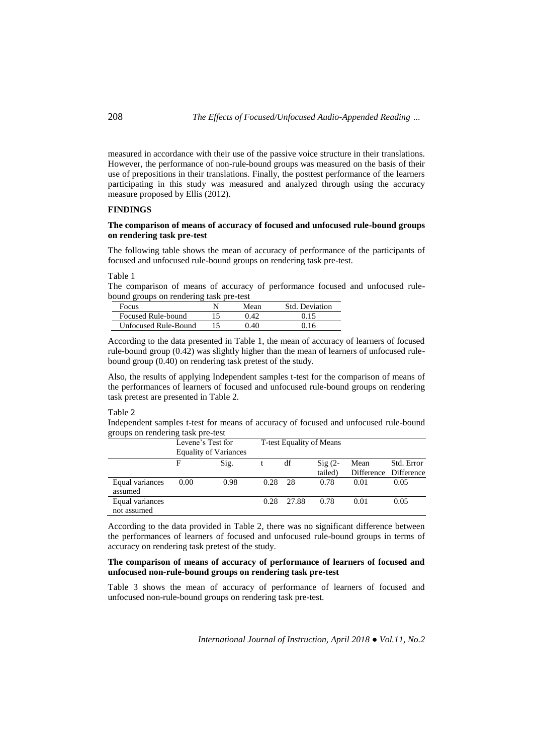measured in accordance with their use of the passive voice structure in their translations. However, the performance of non-rule-bound groups was measured on the basis of their use of prepositions in their translations. Finally, the posttest performance of the learners participating in this study was measured and analyzed through using the accuracy measure proposed by Ellis (2012).

## FINDINGS

### The comparison of means of accuracy of focused and unfocused rule-bound groups on rendering task pre-test

The following table shows the mean of accuracy of performance of the participants of focused and unfocused rule-bound groups on rendering task pre-test.

Table 1

The comparison of means of accuracy of performance focused and unfocused rule-bound groups on rendering task pre-test

| Focus | N | Mean | Std. Deviation |
|---|---|---|---|
| Focused Rule-bound | 15 | 0.42 | 0.15 |
| Unfocused Rule-Bound | 15 | 0.40 | 0.16 |

According to the data presented in Table 1, the mean of accuracy of learners of focused rule-bound group (0.42) was slightly higher than the mean of learners of unfocused rule-bound group (0.40) on rendering task pretest of the study.

Also, the results of applying Independent samples t-test for the comparison of means of the performances of learners of focused and unfocused rule-bound groups on rendering task pretest are presented in Table 2.

Table 2

Independent samples t-test for means of accuracy of focused and unfocused rule-bound groups on rendering task pre-test

| | Levene's Test for Equality of Variances | | T-test Equality of Means | | | | |
|---|---|---|---|---|---|---|---|
| | F | Sig. | t | df | Sig (2-tailed) | Mean Difference | Std. Error Difference |
| Equal variances assumed | 0.00 | 0.98 | 0.28 | 28 | 0.78 | 0.01 | 0.05 |
| Equal variances not assumed | | | 0.28 | 27.88 | 0.78 | 0.01 | 0.05 |

According to the data provided in Table 2, there was no significant difference between the performances of learners of focused and unfocused rule-bound groups in terms of accuracy on rendering task pretest of the study.

### The comparison of means of accuracy of performance of learners of focused and unfocused non-rule-bound groups on rendering task pre-test

Table 3 shows the mean of accuracy of performance of learners of focused and unfocused non-rule-bound groups on rendering task pre-test.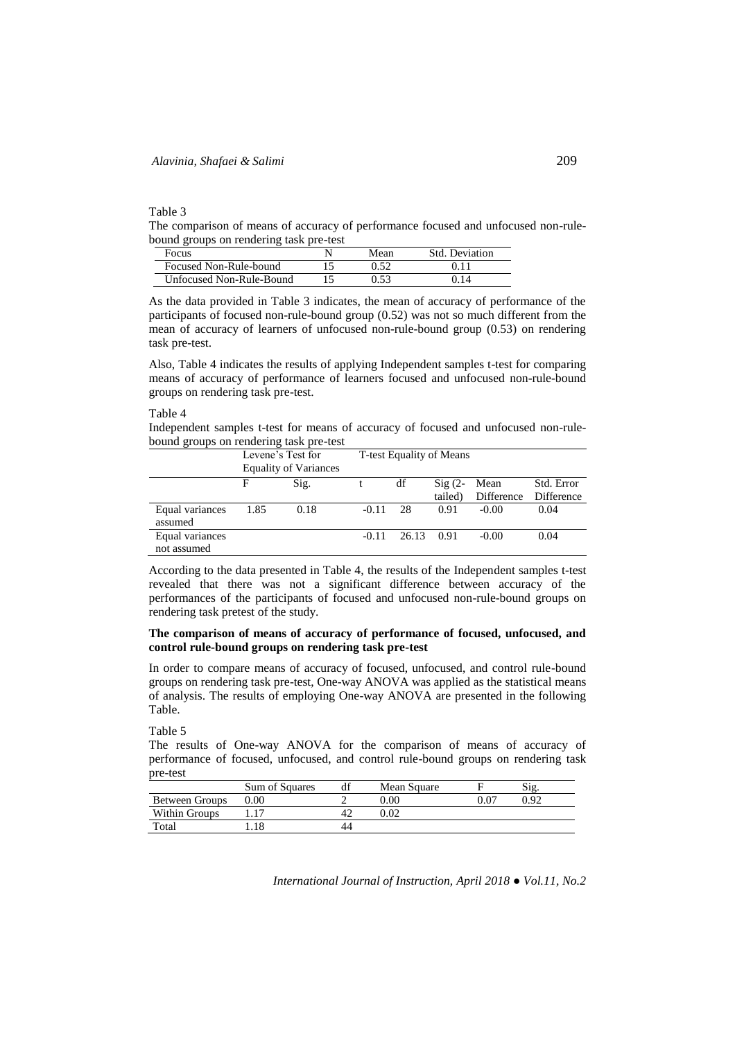Table 3

The comparison of means of accuracy of performance focused and unfocused non-rule-bound groups on rendering task pre-test

| Focus | N | Mean | Std. Deviation |
|---|---|---|---|
| Focused Non-Rule-bound | 15 | 0.52 | 0.11 |
| Unfocused Non-Rule-Bound | 15 | 0.53 | 0.14 |

As the data provided in Table 3 indicates, the mean of accuracy of performance of the participants of focused non-rule-bound group (0.52) was not so much different from the mean of accuracy of learners of unfocused non-rule-bound group (0.53) on rendering task pre-test.

Also, Table 4 indicates the results of applying Independent samples t-test for comparing means of accuracy of performance of learners focused and unfocused non-rule-bound groups on rendering task pre-test.

Table 4

Independent samples t-test for means of accuracy of focused and unfocused non-rule-bound groups on rendering task pre-test

| | Levene's Test for Equality of Variances | | T-test Equality of Means | | | | |
|---|---|---|---|---|---|---|---|
| | F | Sig. | t | df | Sig (2-tailed) | Mean Difference | Std. Error Difference |
| Equal variances assumed | 1.85 | 0.18 | -0.11 | 28 | 0.91 | -0.00 | 0.04 |
| Equal variances not assumed | | | -0.11 | 26.13 | 0.91 | -0.00 | 0.04 |

According to the data presented in Table 4, the results of the Independent samples t-test revealed that there was not a significant difference between accuracy of the performances of the participants of focused and unfocused non-rule-bound groups on rendering task pretest of the study.

**The comparison of means of accuracy of performance of focused, unfocused, and control rule-bound groups on rendering task pre-test**

In order to compare means of accuracy of focused, unfocused, and control rule-bound groups on rendering task pre-test, One-way ANOVA was applied as the statistical means of analysis. The results of employing One-way ANOVA are presented in the following Table.

Table 5

The results of One-way ANOVA for the comparison of means of accuracy of performance of focused, unfocused, and control rule-bound groups on rendering task pre-test

| | Sum of Squares | df | Mean Square | F | Sig. |
|---|---|---|---|---|---|
| Between Groups | 0.00 | 2 | 0.00 | 0.07 | 0.92 |
| Within Groups | 1.17 | 42 | 0.02 | | |
| Total | 1.18 | 44 | | | |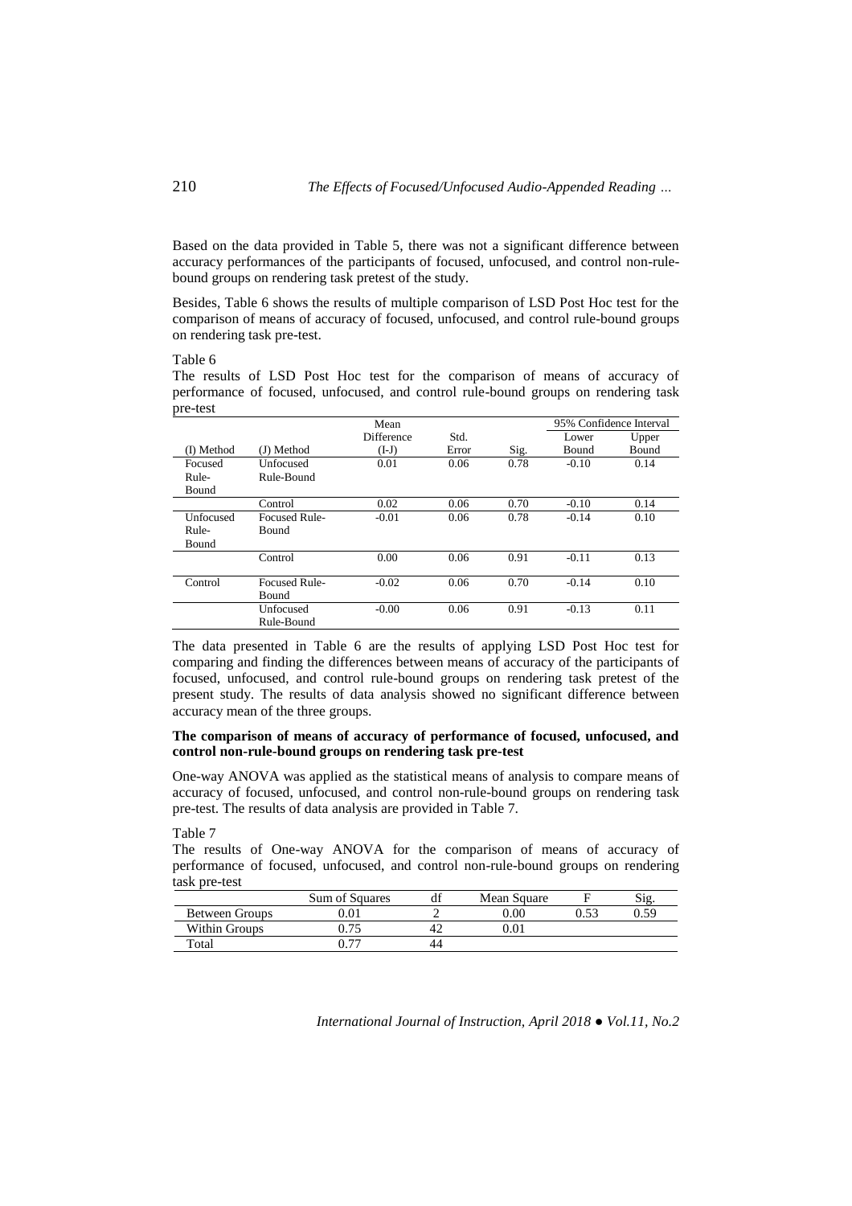Based on the data provided in Table 5, there was not a significant difference between accuracy performances of the participants of focused, unfocused, and control non-rule-bound groups on rendering task pretest of the study.

Besides, Table 6 shows the results of multiple comparison of LSD Post Hoc test for the comparison of means of accuracy of focused, unfocused, and control rule-bound groups on rendering task pre-test.

Table 6

The results of LSD Post Hoc test for the comparison of means of accuracy of performance of focused, unfocused, and control rule-bound groups on rendering task pre-test

| (I) Method | (J) Method | Mean Difference (I-J) | Std. Error | Sig. | 95% Confidence Interval Lower Bound | 95% Confidence Interval Upper Bound |
|---|---|---|---|---|---|---|
| Focused Rule-Bound | Unfocused Rule-Bound | 0.01 | 0.06 | 0.78 | -0.10 | 0.14 |
| | Control | 0.02 | 0.06 | 0.70 | -0.10 | 0.14 |
| Unfocused Rule-Bound | Focused Rule-Bound | -0.01 | 0.06 | 0.78 | -0.14 | 0.10 |
| | Control | 0.00 | 0.06 | 0.91 | -0.11 | 0.13 |
| Control | Focused Rule-Bound | -0.02 | 0.06 | 0.70 | -0.14 | 0.10 |
| | Unfocused Rule-Bound | -0.00 | 0.06 | 0.91 | -0.13 | 0.11 |

The data presented in Table 6 are the results of applying LSD Post Hoc test for comparing and finding the differences between means of accuracy of the participants of focused, unfocused, and control rule-bound groups on rendering task pretest of the present study. The results of data analysis showed no significant difference between accuracy mean of the three groups.

**The comparison of means of accuracy of performance of focused, unfocused, and control non-rule-bound groups on rendering task pre-test**

One-way ANOVA was applied as the statistical means of analysis to compare means of accuracy of focused, unfocused, and control non-rule-bound groups on rendering task pre-test. The results of data analysis are provided in Table 7.

Table 7

The results of One-way ANOVA for the comparison of means of accuracy of performance of focused, unfocused, and control non-rule-bound groups on rendering task pre-test

| | Sum of Squares | df | Mean Square | F | Sig. |
|---|---|---|---|---|---|
| Between Groups | 0.01 | 2 | 0.00 | 0.53 | 0.59 |
| Within Groups | 0.75 | 42 | 0.01 | | |
| Total | 0.77 | 44 | | | |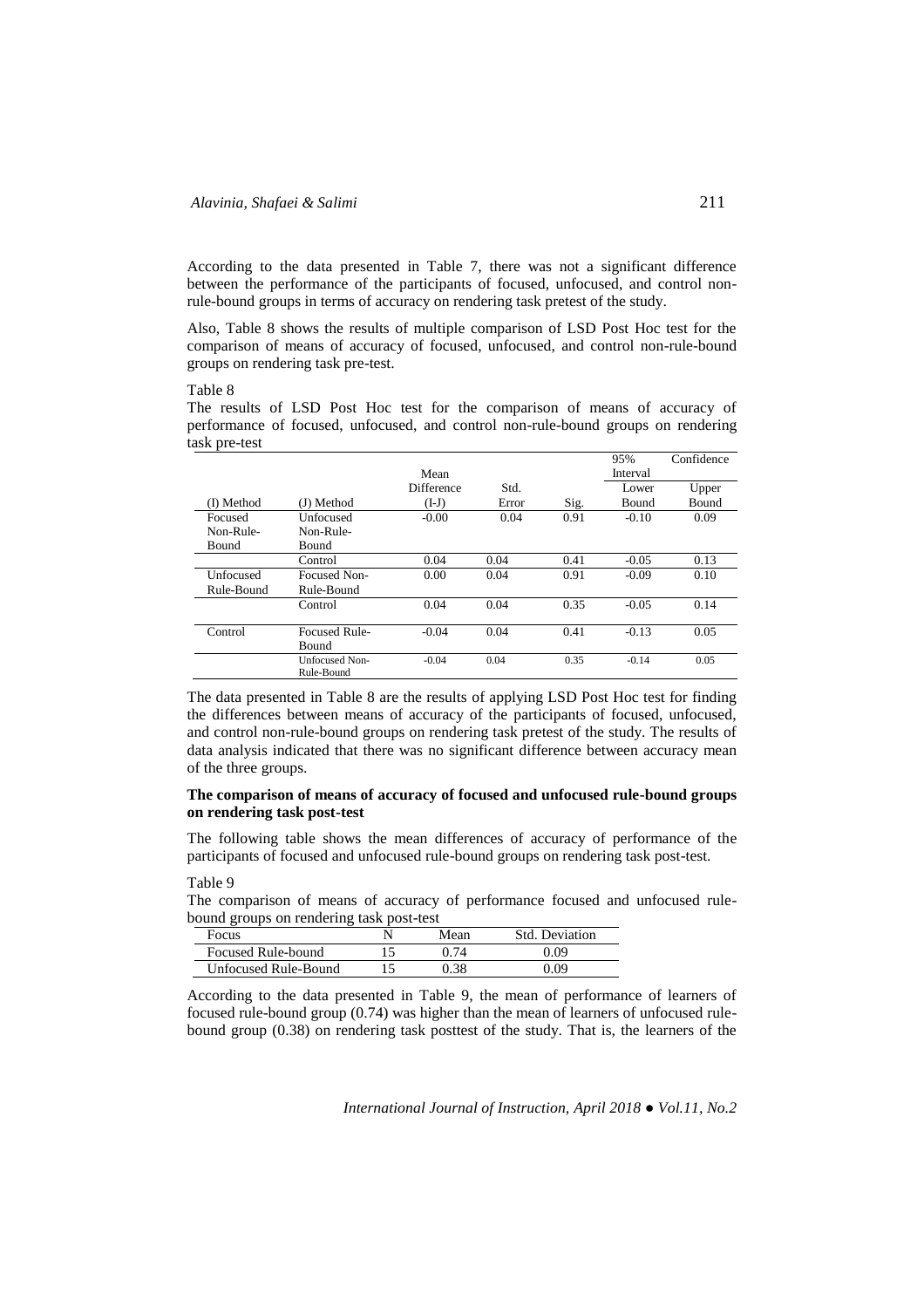According to the data presented in Table 7, there was not a significant difference between the performance of the participants of focused, unfocused, and control non-rule-bound groups in terms of accuracy on rendering task pretest of the study.

Also, Table 8 shows the results of multiple comparison of LSD Post Hoc test for the comparison of means of accuracy of focused, unfocused, and control non-rule-bound groups on rendering task pre-test.

Table 8

The results of LSD Post Hoc test for the comparison of means of accuracy of performance of focused, unfocused, and control non-rule-bound groups on rendering task pre-test

| (I) Method | (J) Method | Mean Difference (I-J) | Std. Error | Sig. | 95% Confidence Interval Lower Bound | Upper Bound |
|---|---|---|---|---|---|---|
| Focused Non-Rule-Bound | Unfocused Non-Rule-Bound | -0.00 | 0.04 | 0.91 | -0.10 | 0.09 |
| | Control | 0.04 | 0.04 | 0.41 | -0.05 | 0.13 |
| Unfocused Rule-Bound | Focused Non-Rule-Bound | 0.00 | 0.04 | 0.91 | -0.09 | 0.10 |
| | Control | 0.04 | 0.04 | 0.35 | -0.05 | 0.14 |
| Control | Focused Rule-Bound | -0.04 | 0.04 | 0.41 | -0.13 | 0.05 |
| | Unfocused Non-Rule-Bound | -0.04 | 0.04 | 0.35 | -0.14 | 0.05 |

The data presented in Table 8 are the results of applying LSD Post Hoc test for finding the differences between means of accuracy of the participants of focused, unfocused, and control non-rule-bound groups on rendering task pretest of the study. The results of data analysis indicated that there was no significant difference between accuracy mean of the three groups.

**The comparison of means of accuracy of focused and unfocused rule-bound groups on rendering task post-test**

The following table shows the mean differences of accuracy of performance of the participants of focused and unfocused rule-bound groups on rendering task post-test.

Table 9

The comparison of means of accuracy of performance focused and unfocused rule-bound groups on rendering task post-test

| Focus | N | Mean | Std. Deviation |
|---|---|---|---|
| Focused Rule-bound | 15 | 0.74 | 0.09 |
| Unfocused Rule-Bound | 15 | 0.38 | 0.09 |

According to the data presented in Table 9, the mean of performance of learners of focused rule-bound group (0.74) was higher than the mean of learners of unfocused rule-bound group (0.38) on rendering task posttest of the study. That is, the learners of the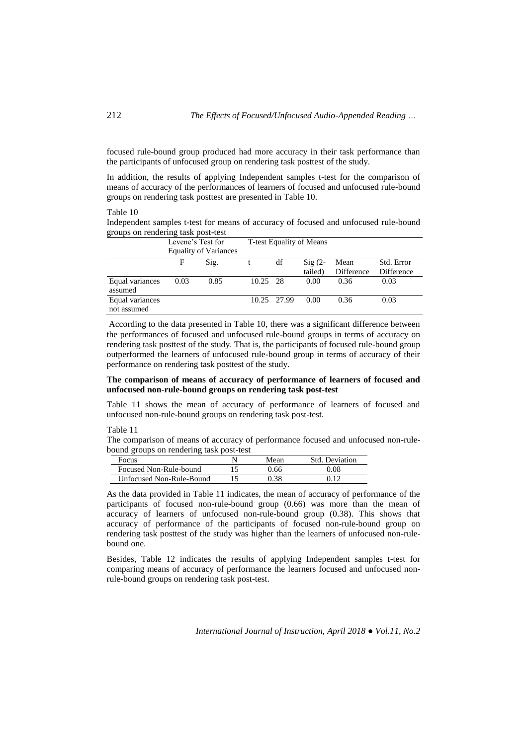focused rule-bound group produced had more accuracy in their task performance than the participants of unfocused group on rendering task posttest of the study.

In addition, the results of applying Independent samples t-test for the comparison of means of accuracy of the performances of learners of focused and unfocused rule-bound groups on rendering task posttest are presented in Table 10.

Table 10

Independent samples t-test for means of accuracy of focused and unfocused rule-bound groups on rendering task post-test

| | Levene's Test for Equality of Variances | | T-test Equality of Means | | | | |
|---|---|---|---|---|---|---|---|
| | F | Sig. | t | df | Sig (2-tailed) | Mean Difference | Std. Error Difference |
| Equal variances assumed | 0.03 | 0.85 | 10.25 | 28 | 0.00 | 0.36 | 0.03 |
| Equal variances not assumed | | | 10.25 | 27.99 | 0.00 | 0.36 | 0.03 |

According to the data presented in Table 10, there was a significant difference between the performances of focused and unfocused rule-bound groups in terms of accuracy on rendering task posttest of the study. That is, the participants of focused rule-bound group outperformed the learners of unfocused rule-bound group in terms of accuracy of their performance on rendering task posttest of the study.

**The comparison of means of accuracy of performance of learners of focused and unfocused non-rule-bound groups on rendering task post-test**

Table 11 shows the mean of accuracy of performance of learners of focused and unfocused non-rule-bound groups on rendering task post-test.

Table 11

The comparison of means of accuracy of performance focused and unfocused non-rule-bound groups on rendering task post-test

| Focus | N | Mean | Std. Deviation |
|---|---|---|---|
| Focused Non-Rule-bound | 15 | 0.66 | 0.08 |
| Unfocused Non-Rule-Bound | 15 | 0.38 | 0.12 |

As the data provided in Table 11 indicates, the mean of accuracy of performance of the participants of focused non-rule-bound group (0.66) was more than the mean of accuracy of learners of unfocused non-rule-bound group (0.38). This shows that accuracy of performance of the participants of focused non-rule-bound group on rendering task posttest of the study was higher than the learners of unfocused non-rule-bound one.

Besides, Table 12 indicates the results of applying Independent samples t-test for comparing means of accuracy of performance the learners focused and unfocused non-rule-bound groups on rendering task post-test.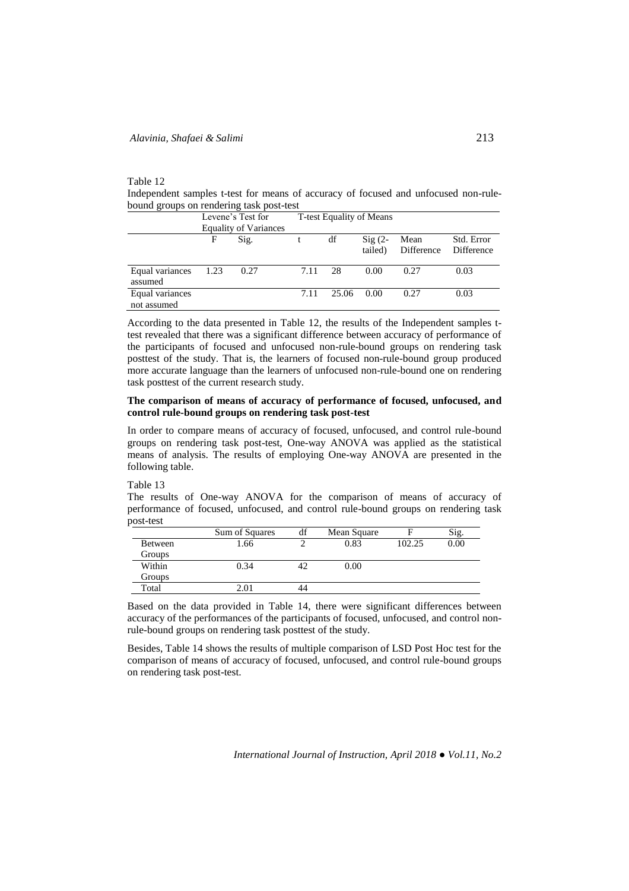Table 12

Independent samples t-test for means of accuracy of focused and unfocused non-rule-bound groups on rendering task post-test

| | Levene's Test for Equality of Variances | | T-test Equality of Means | | | | |
|---|---|---|---|---|---|---|---|
| | F | Sig. | t | df | Sig (2-tailed) | Mean Difference | Std. Error Difference |
| Equal variances assumed | 1.23 | 0.27 | 7.11 | 28 | 0.00 | 0.27 | 0.03 |
| Equal variances not assumed | | | 7.11 | 25.06 | 0.00 | 0.27 | 0.03 |

According to the data presented in Table 12, the results of the Independent samples t-test revealed that there was a significant difference between accuracy of performance of the participants of focused and unfocused non-rule-bound groups on rendering task posttest of the study. That is, the learners of focused non-rule-bound group produced more accurate language than the learners of unfocused non-rule-bound one on rendering task posttest of the current research study.

**The comparison of means of accuracy of performance of focused, unfocused, and control rule-bound groups on rendering task post-test**

In order to compare means of accuracy of focused, unfocused, and control rule-bound groups on rendering task post-test, One-way ANOVA was applied as the statistical means of analysis. The results of employing One-way ANOVA are presented in the following table.

Table 13

The results of One-way ANOVA for the comparison of means of accuracy of performance of focused, unfocused, and control rule-bound groups on rendering task post-test

| | Sum of Squares | df | Mean Square | F | Sig. |
|---|---|---|---|---|---|
| Between Groups | 1.66 | 2 | 0.83 | 102.25 | 0.00 |
| Within Groups | 0.34 | 42 | 0.00 | | |
| Total | 2.01 | 44 | | | |

Based on the data provided in Table 14, there were significant differences between accuracy of the performances of the participants of focused, unfocused, and control non-rule-bound groups on rendering task posttest of the study.

Besides, Table 14 shows the results of multiple comparison of LSD Post Hoc test for the comparison of means of accuracy of focused, unfocused, and control rule-bound groups on rendering task post-test.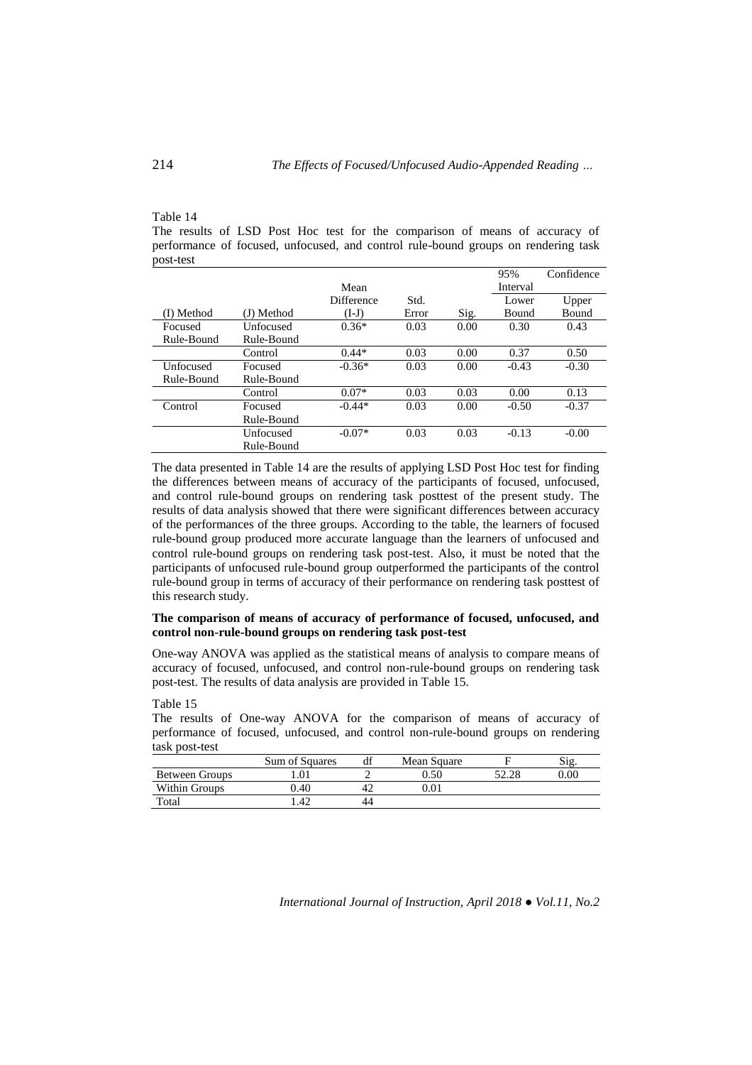Table 14

The results of LSD Post Hoc test for the comparison of means of accuracy of performance of focused, unfocused, and control rule-bound groups on rendering task post-test

| (I) Method | (J) Method | Mean Difference (I-J) | Std. Error | Sig. | 95% Confidence Interval Lower Bound | Upper Bound |
|---|---|---|---|---|---|---|
| Focused Rule-Bound | Unfocused Rule-Bound | 0.36* | 0.03 | 0.00 | 0.30 | 0.43 |
| | Control | 0.44* | 0.03 | 0.00 | 0.37 | 0.50 |
| Unfocused Rule-Bound | Focused Rule-Bound | -0.36* | 0.03 | 0.00 | -0.43 | -0.30 |
| | Control | 0.07* | 0.03 | 0.03 | 0.00 | 0.13 |
| Control | Focused Rule-Bound | -0.44* | 0.03 | 0.00 | -0.50 | -0.37 |
| | Unfocused Rule-Bound | -0.07* | 0.03 | 0.03 | -0.13 | -0.00 |

The data presented in Table 14 are the results of applying LSD Post Hoc test for finding the differences between means of accuracy of the participants of focused, unfocused, and control rule-bound groups on rendering task posttest of the present study. The results of data analysis showed that there were significant differences between accuracy of the performances of the three groups. According to the table, the learners of focused rule-bound group produced more accurate language than the learners of unfocused and control rule-bound groups on rendering task post-test. Also, it must be noted that the participants of unfocused rule-bound group outperformed the participants of the control rule-bound group in terms of accuracy of their performance on rendering task posttest of this research study.

**The comparison of means of accuracy of performance of focused, unfocused, and control non-rule-bound groups on rendering task post-test**

One-way ANOVA was applied as the statistical means of analysis to compare means of accuracy of focused, unfocused, and control non-rule-bound groups on rendering task post-test. The results of data analysis are provided in Table 15.

Table 15

The results of One-way ANOVA for the comparison of means of accuracy of performance of focused, unfocused, and control non-rule-bound groups on rendering task post-test

| | Sum of Squares | df | Mean Square | F | Sig. |
|---|---|---|---|---|---|
| Between Groups | 1.01 | 2 | 0.50 | 52.28 | 0.00 |
| Within Groups | 0.40 | 42 | 0.01 | | |
| Total | 1.42 | 44 | | | |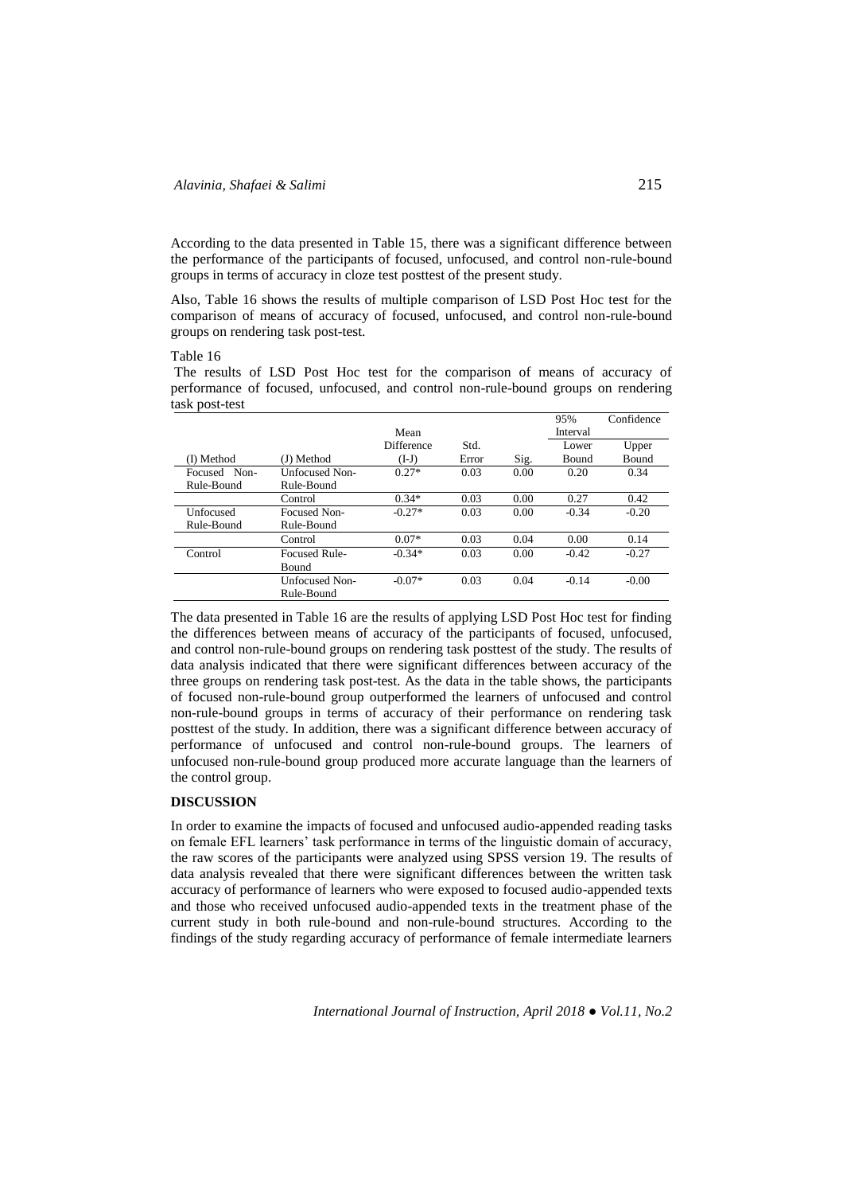According to the data presented in Table 15, there was a significant difference between the performance of the participants of focused, unfocused, and control non-rule-bound groups in terms of accuracy in cloze test posttest of the present study.

Also, Table 16 shows the results of multiple comparison of LSD Post Hoc test for the comparison of means of accuracy of focused, unfocused, and control non-rule-bound groups on rendering task post-test.

Table 16

The results of LSD Post Hoc test for the comparison of means of accuracy of performance of focused, unfocused, and control non-rule-bound groups on rendering task post-test

| (I) Method | (J) Method | Mean Difference (I-J) | Std. Error | Sig. | 95% Confidence Interval Lower Bound | Upper Bound |
|---|---|---|---|---|---|---|
| Focused Non-Rule-Bound | Unfocused Non-Rule-Bound | 0.27* | 0.03 | 0.00 | 0.20 | 0.34 |
| | Control | 0.34* | 0.03 | 0.00 | 0.27 | 0.42 |
| Unfocused Rule-Bound | Focused Non-Rule-Bound | -0.27* | 0.03 | 0.00 | -0.34 | -0.20 |
| | Control | 0.07* | 0.03 | 0.04 | 0.00 | 0.14 |
| Control | Focused Rule-Bound | -0.34* | 0.03 | 0.00 | -0.42 | -0.27 |
| | Unfocused Non-Rule-Bound | -0.07* | 0.03 | 0.04 | -0.14 | -0.00 |

The data presented in Table 16 are the results of applying LSD Post Hoc test for finding the differences between means of accuracy of the participants of focused, unfocused, and control non-rule-bound groups on rendering task posttest of the study. The results of data analysis indicated that there were significant differences between accuracy of the three groups on rendering task post-test. As the data in the table shows, the participants of focused non-rule-bound group outperformed the learners of unfocused and control non-rule-bound groups in terms of accuracy of their performance on rendering task posttest of the study. In addition, there was a significant difference between accuracy of performance of unfocused and control non-rule-bound groups. The learners of unfocused non-rule-bound group produced more accurate language than the learners of the control group.

## DISCUSSION

In order to examine the impacts of focused and unfocused audio-appended reading tasks on female EFL learners' task performance in terms of the linguistic domain of accuracy, the raw scores of the participants were analyzed using SPSS version 19. The results of data analysis revealed that there were significant differences between the written task accuracy of performance of learners who were exposed to focused audio-appended texts and those who received unfocused audio-appended texts in the treatment phase of the current study in both rule-bound and non-rule-bound structures. According to the findings of the study regarding accuracy of performance of female intermediate learners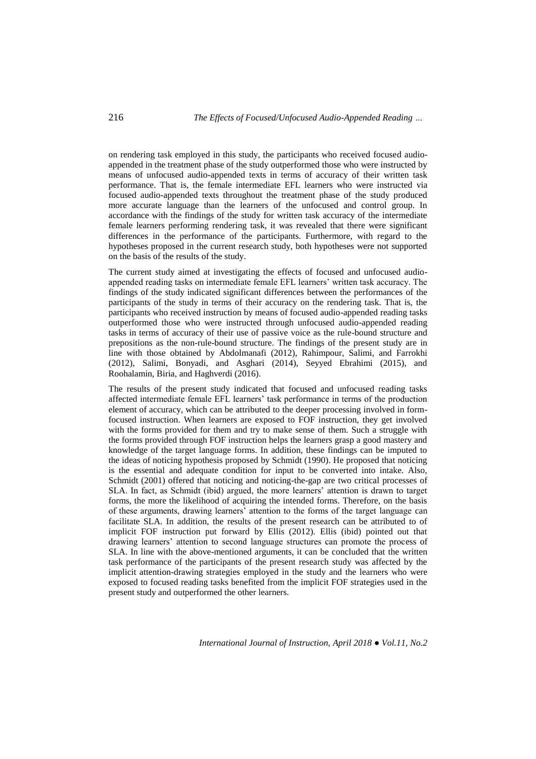on rendering task employed in this study, the participants who received focused audio-appended in the treatment phase of the study outperformed those who were instructed by means of unfocused audio-appended texts in terms of accuracy of their written task performance. That is, the female intermediate EFL learners who were instructed via focused audio-appended texts throughout the treatment phase of the study produced more accurate language than the learners of the unfocused and control group. In accordance with the findings of the study for written task accuracy of the intermediate female learners performing rendering task, it was revealed that there were significant differences in the performance of the participants. Furthermore, with regard to the hypotheses proposed in the current research study, both hypotheses were not supported on the basis of the results of the study.

The current study aimed at investigating the effects of focused and unfocused audio-appended reading tasks on intermediate female EFL learners' written task accuracy. The findings of the study indicated significant differences between the performances of the participants of the study in terms of their accuracy on the rendering task. That is, the participants who received instruction by means of focused audio-appended reading tasks outperformed those who were instructed through unfocused audio-appended reading tasks in terms of accuracy of their use of passive voice as the rule-bound structure and prepositions as the non-rule-bound structure. The findings of the present study are in line with those obtained by Abdolmanafi (2012), Rahimpour, Salimi, and Farrokhi (2012), Salimi, Bonyadi, and Asghari (2014), Seyyed Ebrahimi (2015), and Roohalamin, Biria, and Haghverdi (2016).

The results of the present study indicated that focused and unfocused reading tasks affected intermediate female EFL learners' task performance in terms of the production element of accuracy, which can be attributed to the deeper processing involved in form-focused instruction. When learners are exposed to FOF instruction, they get involved with the forms provided for them and try to make sense of them. Such a struggle with the forms provided through FOF instruction helps the learners grasp a good mastery and knowledge of the target language forms. In addition, these findings can be imputed to the ideas of noticing hypothesis proposed by Schmidt (1990). He proposed that noticing is the essential and adequate condition for input to be converted into intake. Also, Schmidt (2001) offered that noticing and noticing-the-gap are two critical processes of SLA. In fact, as Schmidt (ibid) argued, the more learners' attention is drawn to target forms, the more the likelihood of acquiring the intended forms. Therefore, on the basis of these arguments, drawing learners' attention to the forms of the target language can facilitate SLA. In addition, the results of the present research can be attributed to of implicit FOF instruction put forward by Ellis (2012). Ellis (ibid) pointed out that drawing learners' attention to second language structures can promote the process of SLA. In line with the above-mentioned arguments, it can be concluded that the written task performance of the participants of the present research study was affected by the implicit attention-drawing strategies employed in the study and the learners who were exposed to focused reading tasks benefited from the implicit FOF strategies used in the present study and outperformed the other learners.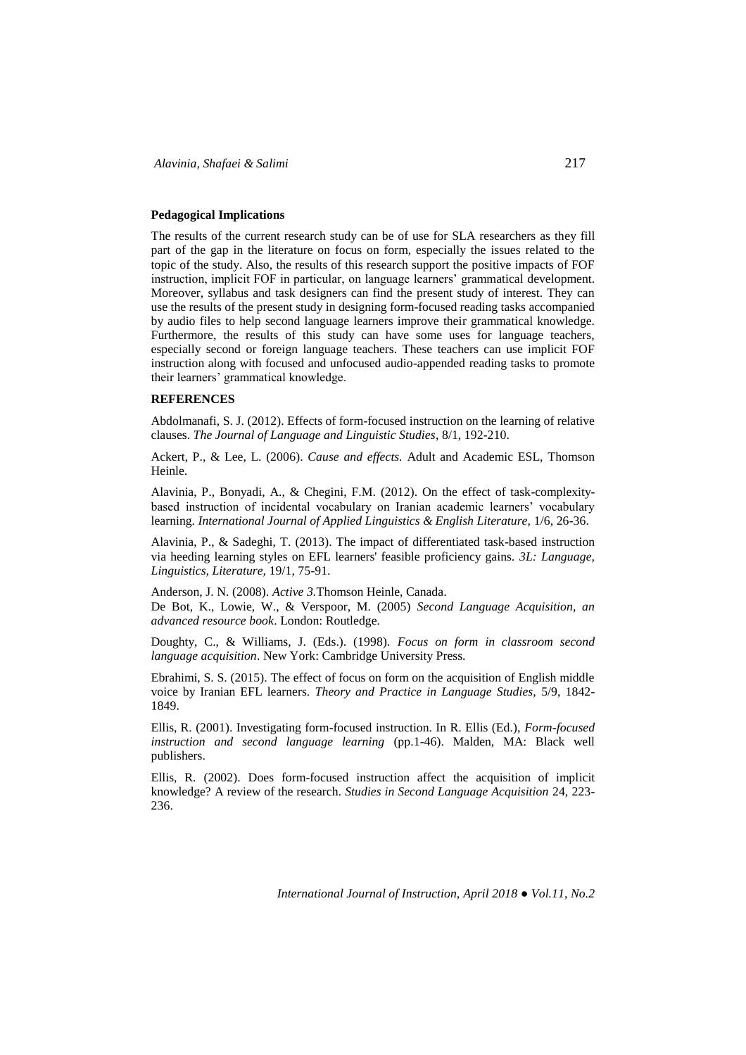**Pedagogical Implications**

The results of the current research study can be of use for SLA researchers as they fill part of the gap in the literature on focus on form, especially the issues related to the topic of the study. Also, the results of this research support the positive impacts of FOF instruction, implicit FOF in particular, on language learners' grammatical development. Moreover, syllabus and task designers can find the present study of interest. They can use the results of the present study in designing form-focused reading tasks accompanied by audio files to help second language learners improve their grammatical knowledge. Furthermore, the results of this study can have some uses for language teachers, especially second or foreign language teachers. These teachers can use implicit FOF instruction along with focused and unfocused audio-appended reading tasks to promote their learners' grammatical knowledge.

**REFERENCES**

Abdolmanafi, S. J. (2012). Effects of form-focused instruction on the learning of relative clauses. *The Journal of Language and Linguistic Studies*, 8/1, 192-210.

Ackert, P., & Lee, L. (2006). *Cause and effects.* Adult and Academic ESL, Thomson Heinle.

Alavinia, P., Bonyadi, A., & Chegini, F.M. (2012). On the effect of task-complexity-based instruction of incidental vocabulary on Iranian academic learners' vocabulary learning. *International Journal of Applied Linguistics & English Literature,* 1/6, 26-36.

Alavinia, P., & Sadeghi, T. (2013). The impact of differentiated task-based instruction via heeding learning styles on EFL learners' feasible proficiency gains. *3L: Language, Linguistics, Literature,* 19/1, 75-91.

Anderson, J. N. (2008). *Active 3*.Thomson Heinle, Canada.

De Bot, K., Lowie, W., & Verspoor, M. (2005) *Second Language Acquisition, an advanced resource book*. London: Routledge.

Doughty, C., & Williams, J. (Eds.). (1998). *Focus on form in classroom second language acquisition*. New York: Cambridge University Press.

Ebrahimi, S. S. (2015). The effect of focus on form on the acquisition of English middle voice by Iranian EFL learners. *Theory and Practice in Language Studies,* 5/9, 1842-1849.

Ellis, R. (2001). Investigating form-focused instruction. In R. Ellis (Ed.), *Form-focused instruction and second language learning* (pp.1-46). Malden, MA: Black well publishers.

Ellis, R. (2002). Does form-focused instruction affect the acquisition of implicit knowledge? A review of the research. *Studies in Second Language Acquisition* 24, 223-236.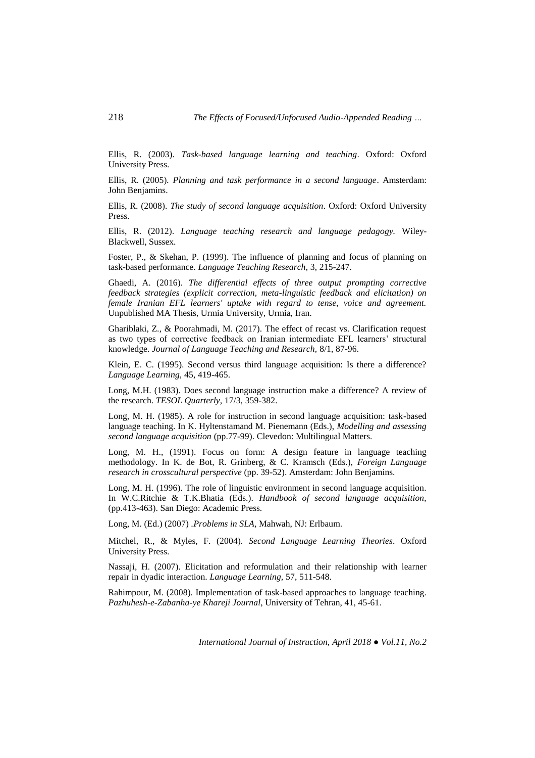Ellis, R. (2003). *Task-based language learning and teaching*. Oxford: Oxford University Press.

Ellis, R. (2005). *Planning and task performance in a second language*. Amsterdam: John Benjamins.

Ellis, R. (2008). *The study of second language acquisition*. Oxford: Oxford University Press.

Ellis, R. (2012). *Language teaching research and language pedagogy.* Wiley-Blackwell, Sussex.

Foster, P., & Skehan, P. (1999). The influence of planning and focus of planning on task-based performance. *Language Teaching Research*, 3, 215-247.

Ghaedi, A. (2016). *The differential effects of three output prompting corrective feedback strategies (explicit correction, meta-linguistic feedback and elicitation) on female Iranian EFL learners' uptake with regard to tense, voice and agreement.* Unpublished MA Thesis, Urmia University, Urmia, Iran.

Ghariblaki, Z., & Poorahmadi, M. (2017). The effect of recast vs. Clarification request as two types of corrective feedback on Iranian intermediate EFL learners' structural knowledge. *Journal of Language Teaching and Research,* 8/1, 87-96.

Klein, E. C. (1995). Second versus third language acquisition: Is there a difference? *Language Learning,* 45, 419-465.

Long, M.H. (1983). Does second language instruction make a difference? A review of the research. *TESOL Quarterly,* 17/3, 359-382.

Long, M. H. (1985). A role for instruction in second language acquisition: task-based language teaching. In K. Hyltenstamand M. Pienemann (Eds.), *Modelling and assessing second language acquisition* (pp.77-99). Clevedon: Multilingual Matters.

Long, M. H., (1991). Focus on form: A design feature in language teaching methodology. In K. de Bot, R. Grinberg, & C. Kramsch (Eds.), *Foreign Language research in crosscultural perspective* (pp. 39-52). Amsterdam: John Benjamins.

Long, M. H. (1996). The role of linguistic environment in second language acquisition. In W.C.Ritchie & T.K.Bhatia (Eds.). *Handbook of second language acquisition,* (pp.413-463). San Diego: Academic Press.

Long, M. (Ed.) (2007) .*Problems in SLA,* Mahwah, NJ: Erlbaum.

Mitchel, R., & Myles, F. (2004). *Second Language Learning Theories*. Oxford University Press.

Nassaji, H. (2007). Elicitation and reformulation and their relationship with learner repair in dyadic interaction. *Language Learning,* 57, 511-548.

Rahimpour, M. (2008). Implementation of task-based approaches to language teaching. *Pazhuhesh-e-Zabanha-ye Khareji Journal,* University of Tehran, 41, 45-61.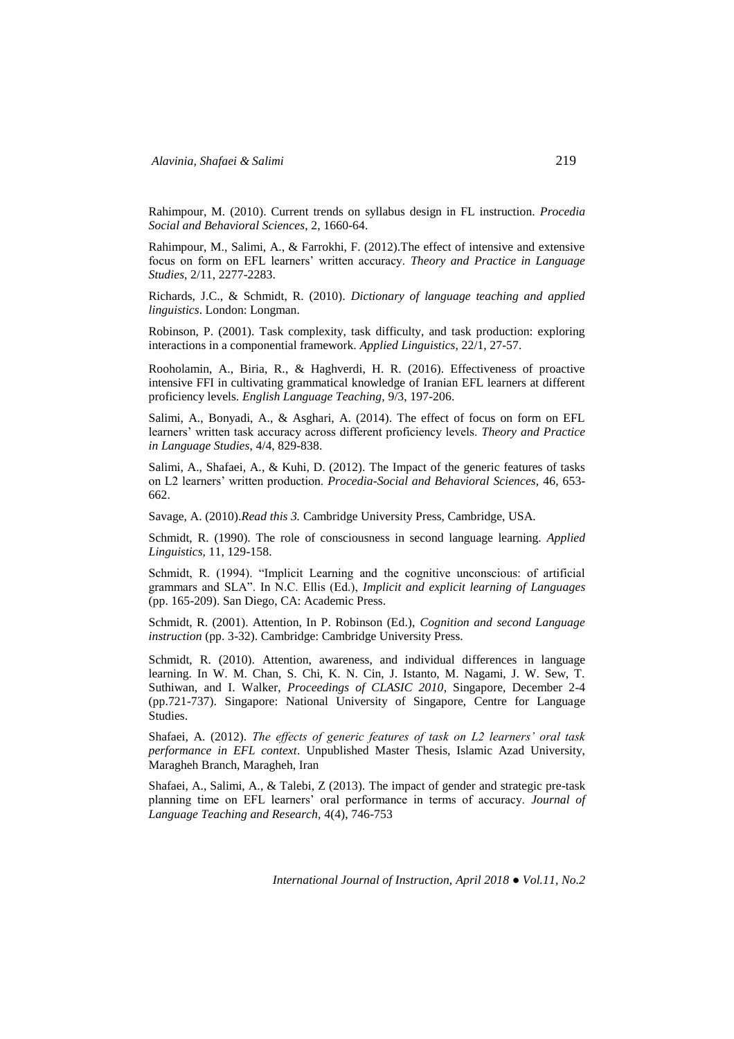Rahimpour, M. (2010). Current trends on syllabus design in FL instruction. *Procedia Social and Behavioral Sciences*, 2, 1660-64.

Rahimpour, M., Salimi, A., & Farrokhi, F. (2012).The effect of intensive and extensive focus on form on EFL learners' written accuracy. *Theory and Practice in Language Studies*, 2/11, 2277-2283.

Richards, J.C., & Schmidt, R. (2010). *Dictionary of language teaching and applied linguistics*. London: Longman.

Robinson, P. (2001). Task complexity, task difficulty, and task production: exploring interactions in a componential framework. *Applied Linguistics*, 22/1, 27-57.

Rooholamin, A., Biria, R., & Haghverdi, H. R. (2016). Effectiveness of proactive intensive FFI in cultivating grammatical knowledge of Iranian EFL learners at different proficiency levels. *English Language Teaching*, 9/3, 197-206.

Salimi, A., Bonyadi, A., & Asghari, A. (2014). The effect of focus on form on EFL learners' written task accuracy across different proficiency levels. *Theory and Practice in Language Studies*, 4/4, 829-838.

Salimi, A., Shafaei, A., & Kuhi, D. (2012). The Impact of the generic features of tasks on L2 learners' written production. *Procedia-Social and Behavioral Sciences*, 46, 653-662.

Savage, A. (2010).*Read this 3.* Cambridge University Press, Cambridge, USA.

Schmidt, R. (1990). The role of consciousness in second language learning. *Applied Linguistics,* 11, 129-158.

Schmidt, R. (1994). "Implicit Learning and the cognitive unconscious: of artificial grammars and SLA". In N.C. Ellis (Ed.), *Implicit and explicit learning of Languages* (pp. 165-209). San Diego, CA: Academic Press.

Schmidt, R. (2001). Attention, In P. Robinson (Ed.), *Cognition and second Language instruction* (pp. 3-32). Cambridge: Cambridge University Press.

Schmidt, R. (2010). Attention, awareness, and individual differences in language learning. In W. M. Chan, S. Chi, K. N. Cin, J. Istanto, M. Nagami, J. W. Sew, T. Suthiwan, and I. Walker, *Proceedings of CLASIC 2010*, Singapore, December 2-4 (pp.721-737). Singapore: National University of Singapore, Centre for Language Studies.

Shafaei, A. (2012). *The effects of generic features of task on L2 learners' oral task performance in EFL context*. Unpublished Master Thesis, Islamic Azad University, Maragheh Branch, Maragheh, Iran

Shafaei, A., Salimi, A., & Talebi, Z (2013). The impact of gender and strategic pre-task planning time on EFL learners' oral performance in terms of accuracy. *Journal of Language Teaching and Research,* 4(4), 746-753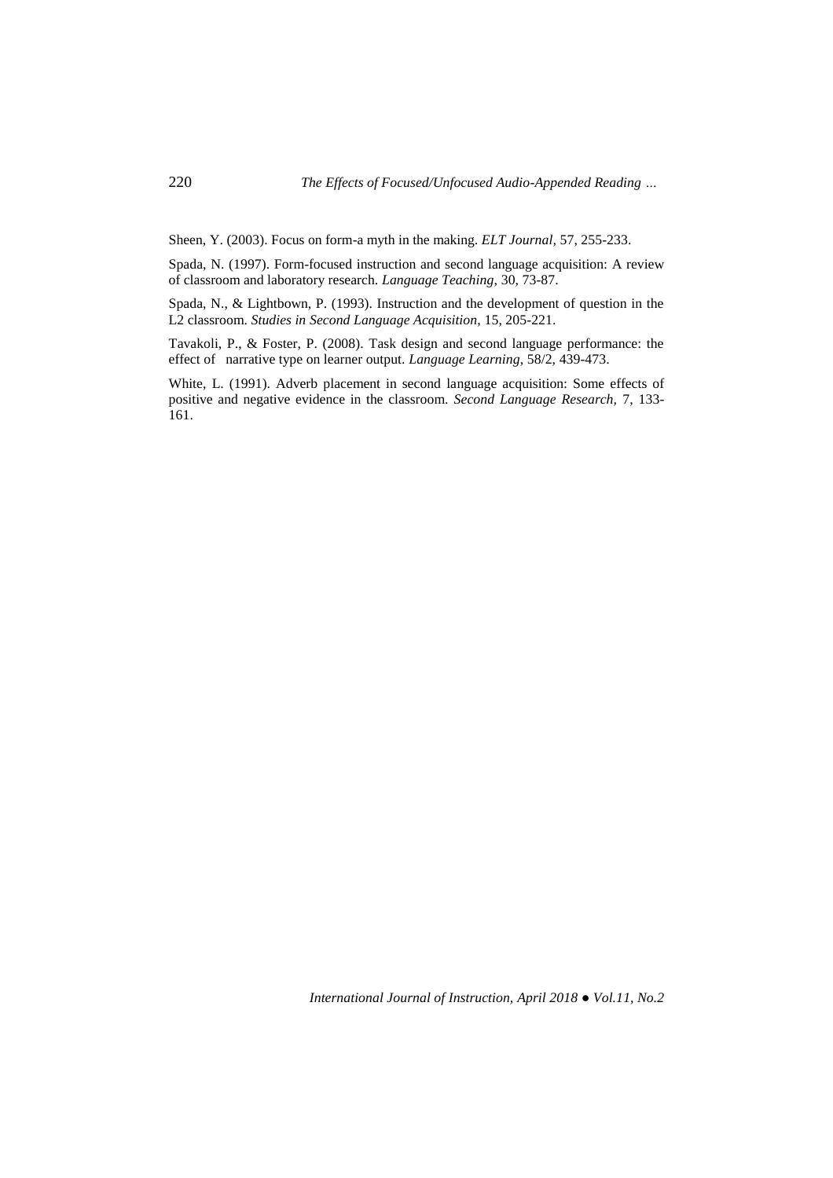Sheen, Y. (2003). Focus on form-a myth in the making. *ELT Journal*, 57, 255-233.

Spada, N. (1997). Form-focused instruction and second language acquisition: A review of classroom and laboratory research. *Language Teaching*, 30, 73-87.

Spada, N., & Lightbown, P. (1993). Instruction and the development of question in the L2 classroom. *Studies in Second Language Acquisition,* 15, 205-221.

Tavakoli, P., & Foster, P. (2008). Task design and second language performance: the effect of narrative type on learner output. *Language Learning*, 58/2, 439-473.

White, L. (1991). Adverb placement in second language acquisition: Some effects of positive and negative evidence in the classroom. *Second Language Research,* 7, 133-161.